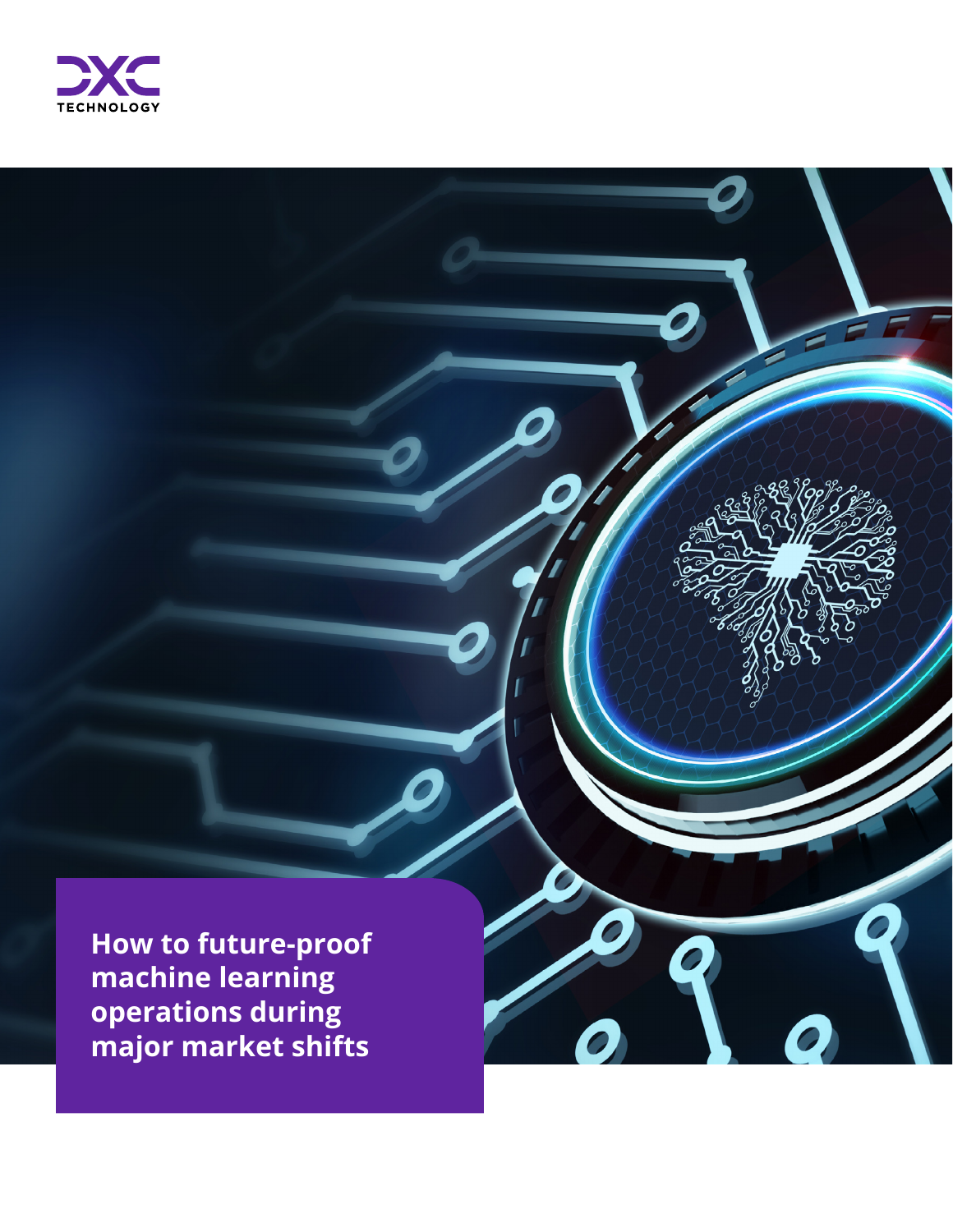DXC TECHNOLOGY

# How to future-proof machine learning operations during major market shifts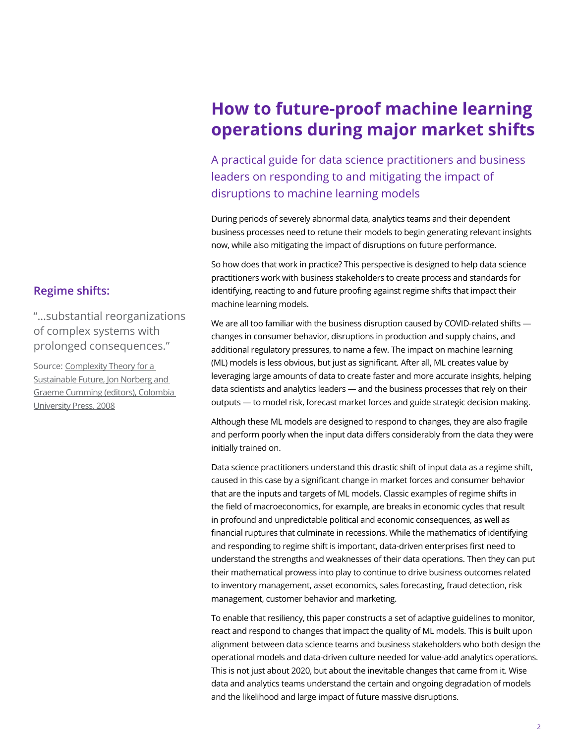# How to future-proof machine learning operations during major market shifts

## A practical guide for data science practitioners and business leaders on responding to and mitigating the impact of disruptions to machine learning models

During periods of severely abnormal data, analytics teams and their dependent business processes need to retune their models to begin generating relevant insights now, while also mitigating the impact of disruptions on future performance.

So how does that work in practice? This perspective is designed to help data science practitioners work with business stakeholders to create process and standards for identifying, reacting to and future proofing against regime shifts that impact their machine learning models.

We are all too familiar with the business disruption caused by COVID-related shifts — changes in consumer behavior, disruptions in production and supply chains, and additional regulatory pressures, to name a few. The impact on machine learning (ML) models is less obvious, but just as significant. After all, ML creates value by leveraging large amounts of data to create faster and more accurate insights, helping data scientists and analytics leaders — and the business processes that rely on their outputs — to model risk, forecast market forces and guide strategic decision making.

Although these ML models are designed to respond to changes, they are also fragile and perform poorly when the input data differs considerably from the data they were initially trained on.

Data science practitioners understand this drastic shift of input data as a regime shift, caused in this case by a significant change in market forces and consumer behavior that are the inputs and targets of ML models. Classic examples of regime shifts in the field of macroeconomics, for example, are breaks in economic cycles that result in profound and unpredictable political and economic consequences, as well as financial ruptures that culminate in recessions. While the mathematics of identifying and responding to regime shift is important, data-driven enterprises first need to understand the strengths and weaknesses of their data operations. Then they can put their mathematical prowess into play to continue to drive business outcomes related to inventory management, asset economics, sales forecasting, fraud detection, risk management, customer behavior and marketing.

To enable that resiliency, this paper constructs a set of adaptive guidelines to monitor, react and respond to changes that impact the quality of ML models. This is built upon alignment between data science teams and business stakeholders who both design the operational models and data-driven culture needed for value-add analytics operations. This is not just about 2020, but about the inevitable changes that came from it. Wise data and analytics teams understand the certain and ongoing degradation of models and the likelihood and large impact of future massive disruptions.

### Regime shifts:

"...substantial reorganizations of complex systems with prolonged consequences."

Source: Complexity Theory for a Sustainable Future, Jon Norberg and Graeme Cumming (editors), Colombia University Press, 2008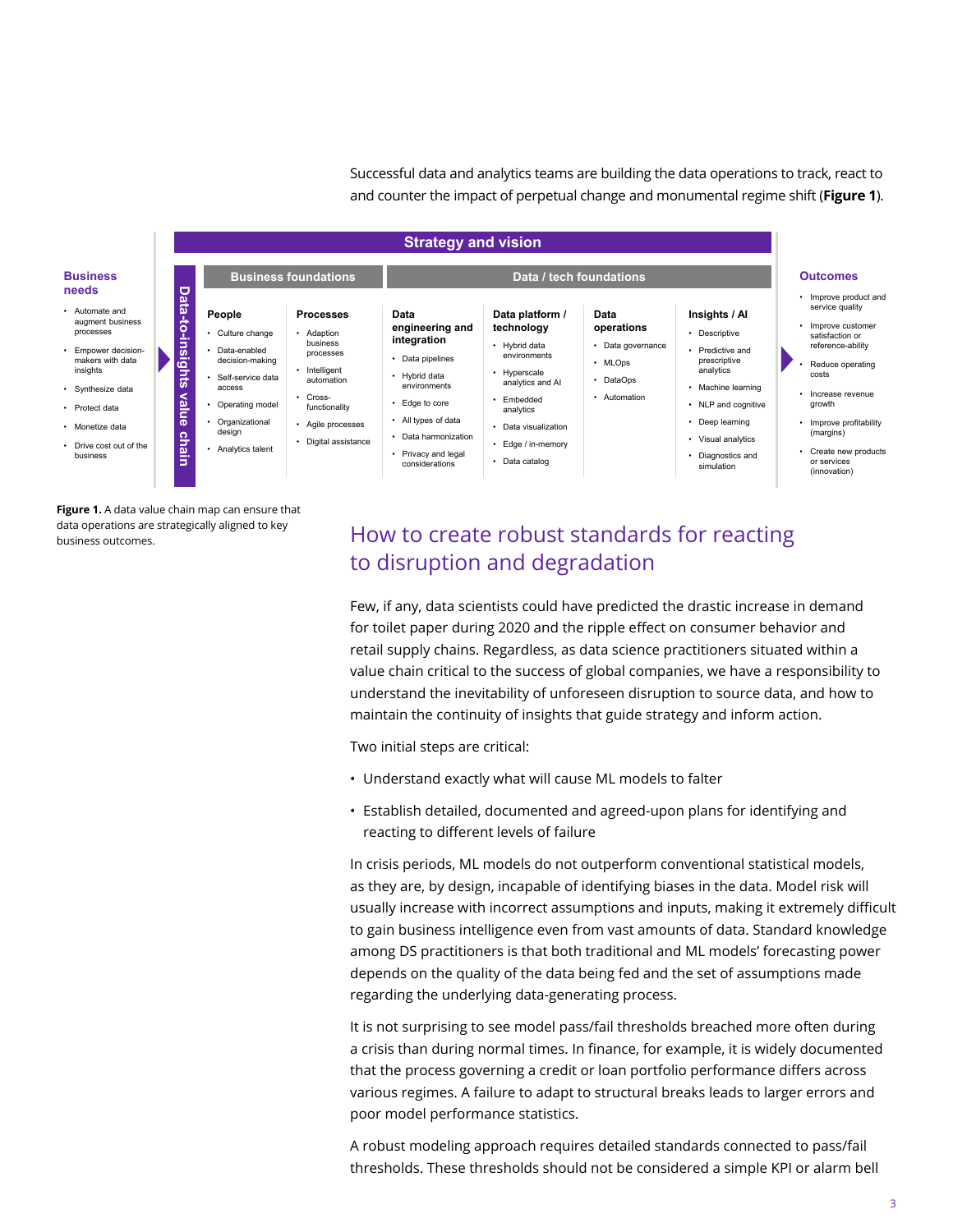Successful data and analytics teams are building the data operations to track, react to and counter the impact of perpetual change and monumental regime shift (**Figure 1**).

**Strategy and vision**

**Business needs**

- Automate and augment business processes
- Empower decision-makers with data insights
- Synthesize data
- Protect data
- Monetize data
- Drive cost out of the business

**Data-to-insights value chain**

**Business foundations**

**People**

- Culture change
- Data-enabled decision-making
- Self-service data access
- Operating model
- Organizational design
- Analytics talent

**Processes**

- Adaption business processes
- Intelligent automation
- Cross-functionality
- Agile processes
- Digital assistance

**Data / tech foundations**

**Data engineering and integration**

- Data pipelines
- Hybrid data environments
- Edge to core
- All types of data
- Data harmonization
- Privacy and legal considerations

**Data platform / technology**

- Hybrid data environments
- Hyperscale analytics and AI
- Embedded analytics
- Data visualization
- Edge / in-memory
- Data catalog

**Data operations**

- Data governance
- MLOps
- DataOps
- Automation

**Insights / AI**

- Descriptive
- Predictive and prescriptive analytics
- Machine learning
- NLP and cognitive
- Deep learning
- Visual analytics
- Diagnostics and simulation

**Outcomes**

- Improve product and service quality
- Improve customer satisfaction or reference-ability
- Reduce operating costs
- Increase revenue growth
- Improve profitability (margins)
- Create new products or services (innovation)

**Figure 1.** A data value chain map can ensure that data operations are strategically aligned to key business outcomes.

## How to create robust standards for reacting to disruption and degradation

Few, if any, data scientists could have predicted the drastic increase in demand for toilet paper during 2020 and the ripple effect on consumer behavior and retail supply chains. Regardless, as data science practitioners situated within a value chain critical to the success of global companies, we have a responsibility to understand the inevitability of unforeseen disruption to source data, and how to maintain the continuity of insights that guide strategy and inform action.

Two initial steps are critical:

- Understand exactly what will cause ML models to falter
- Establish detailed, documented and agreed-upon plans for identifying and reacting to different levels of failure

In crisis periods, ML models do not outperform conventional statistical models, as they are, by design, incapable of identifying biases in the data. Model risk will usually increase with incorrect assumptions and inputs, making it extremely difficult to gain business intelligence even from vast amounts of data. Standard knowledge among DS practitioners is that both traditional and ML models' forecasting power depends on the quality of the data being fed and the set of assumptions made regarding the underlying data-generating process.

It is not surprising to see model pass/fail thresholds breached more often during a crisis than during normal times. In finance, for example, it is widely documented that the process governing a credit or loan portfolio performance differs across various regimes. A failure to adapt to structural breaks leads to larger errors and poor model performance statistics.

A robust modeling approach requires detailed standards connected to pass/fail thresholds. These thresholds should not be considered a simple KPI or alarm bell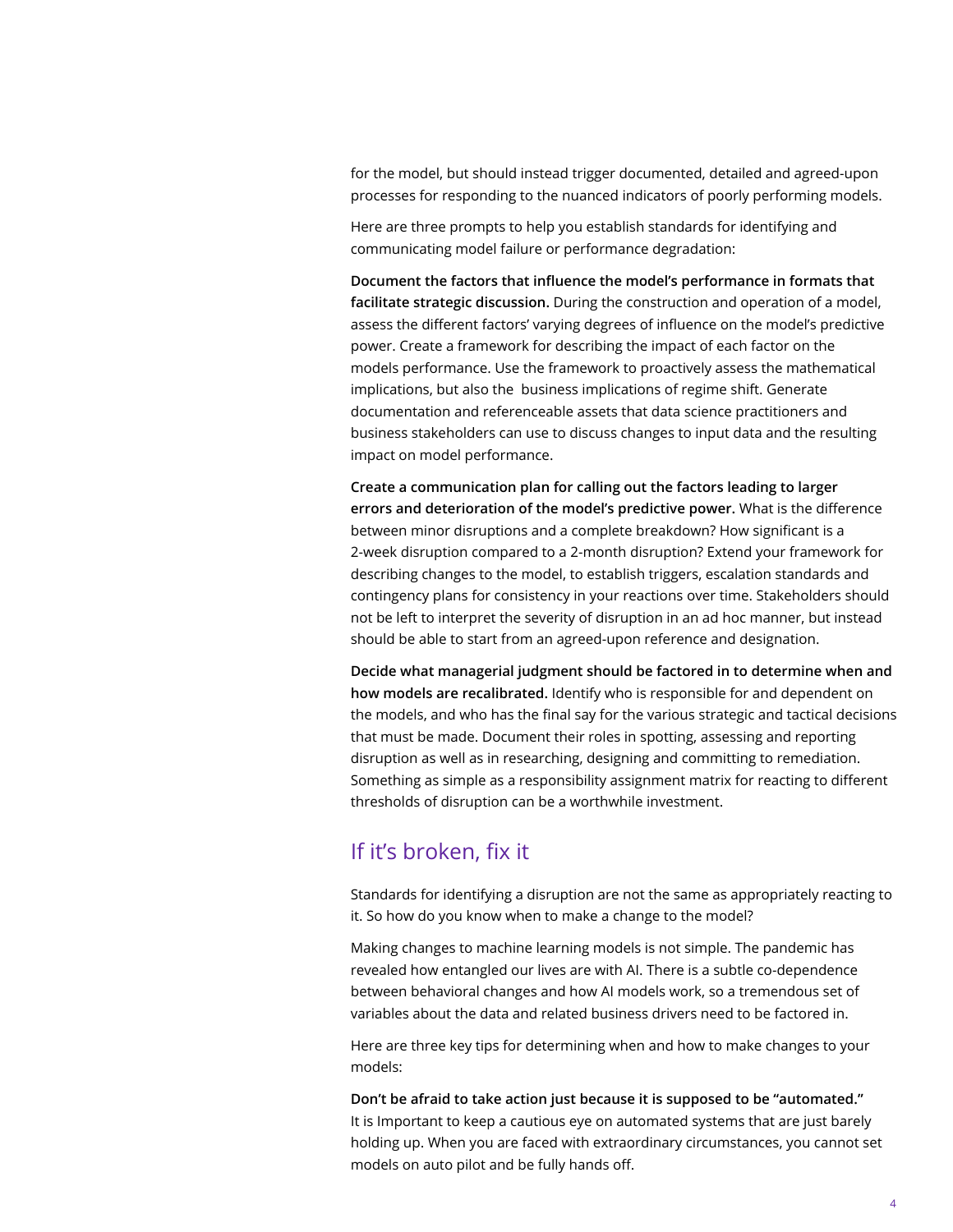for the model, but should instead trigger documented, detailed and agreed-upon processes for responding to the nuanced indicators of poorly performing models.

Here are three prompts to help you establish standards for identifying and communicating model failure or performance degradation:

**Document the factors that influence the model's performance in formats that facilitate strategic discussion.** During the construction and operation of a model, assess the different factors' varying degrees of influence on the model's predictive power. Create a framework for describing the impact of each factor on the models performance. Use the framework to proactively assess the mathematical implications, but also the business implications of regime shift. Generate documentation and referenceable assets that data science practitioners and business stakeholders can use to discuss changes to input data and the resulting impact on model performance.

**Create a communication plan for calling out the factors leading to larger errors and deterioration of the model's predictive power.** What is the difference between minor disruptions and a complete breakdown? How significant is a 2-week disruption compared to a 2-month disruption? Extend your framework for describing changes to the model, to establish triggers, escalation standards and contingency plans for consistency in your reactions over time. Stakeholders should not be left to interpret the severity of disruption in an ad hoc manner, but instead should be able to start from an agreed-upon reference and designation.

**Decide what managerial judgment should be factored in to determine when and how models are recalibrated.** Identify who is responsible for and dependent on the models, and who has the final say for the various strategic and tactical decisions that must be made. Document their roles in spotting, assessing and reporting disruption as well as in researching, designing and committing to remediation. Something as simple as a responsibility assignment matrix for reacting to different thresholds of disruption can be a worthwhile investment.

## If it's broken, fix it

Standards for identifying a disruption are not the same as appropriately reacting to it. So how do you know when to make a change to the model?

Making changes to machine learning models is not simple. The pandemic has revealed how entangled our lives are with AI. There is a subtle co-dependence between behavioral changes and how AI models work, so a tremendous set of variables about the data and related business drivers need to be factored in.

Here are three key tips for determining when and how to make changes to your models:

**Don't be afraid to take action just because it is supposed to be "automated."** It is Important to keep a cautious eye on automated systems that are just barely holding up. When you are faced with extraordinary circumstances, you cannot set models on auto pilot and be fully hands off.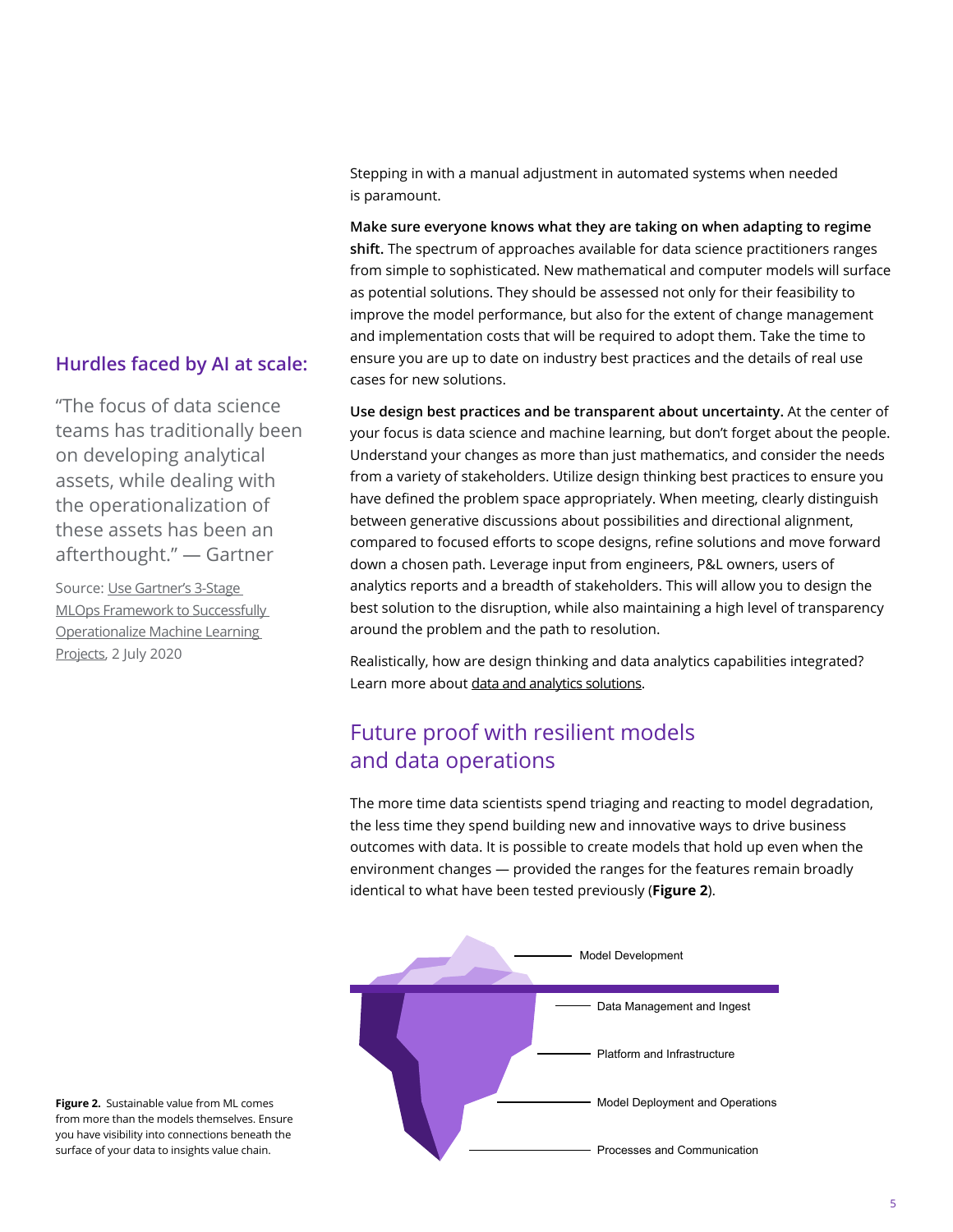Stepping in with a manual adjustment in automated systems when needed is paramount.

**Make sure everyone knows what they are taking on when adapting to regime shift.** The spectrum of approaches available for data science practitioners ranges from simple to sophisticated. New mathematical and computer models will surface as potential solutions. They should be assessed not only for their feasibility to improve the model performance, but also for the extent of change management and implementation costs that will be required to adopt them. Take the time to ensure you are up to date on industry best practices and the details of real use cases for new solutions.

**Use design best practices and be transparent about uncertainty.** At the center of your focus is data science and machine learning, but don't forget about the people. Understand your changes as more than just mathematics, and consider the needs from a variety of stakeholders. Utilize design thinking best practices to ensure you have defined the problem space appropriately. When meeting, clearly distinguish between generative discussions about possibilities and directional alignment, compared to focused efforts to scope designs, refine solutions and move forward down a chosen path. Leverage input from engineers, P&L owners, users of analytics reports and a breadth of stakeholders. This will allow you to design the best solution to the disruption, while also maintaining a high level of transparency around the problem and the path to resolution.

Realistically, how are design thinking and data analytics capabilities integrated? Learn more about data and analytics solutions.

### Hurdles faced by AI at scale:

"The focus of data science teams has traditionally been on developing analytical assets, while dealing with the operationalization of these assets has been an afterthought." — Gartner

Source: Use Gartner's 3-Stage MLOps Framework to Successfully Operationalize Machine Learning Projects, 2 July 2020

## Future proof with resilient models and data operations

The more time data scientists spend triaging and reacting to model degradation, the less time they spend building new and innovative ways to drive business outcomes with data. It is possible to create models that hold up even when the environment changes — provided the ranges for the features remain broadly identical to what have been tested previously (**Figure 2**).

Model Development

Data Management and Ingest

Platform and Infrastructure

Model Deployment and Operations

Processes and Communication

**Figure 2.** Sustainable value from ML comes from more than the models themselves. Ensure you have visibility into connections beneath the surface of your data to insights value chain.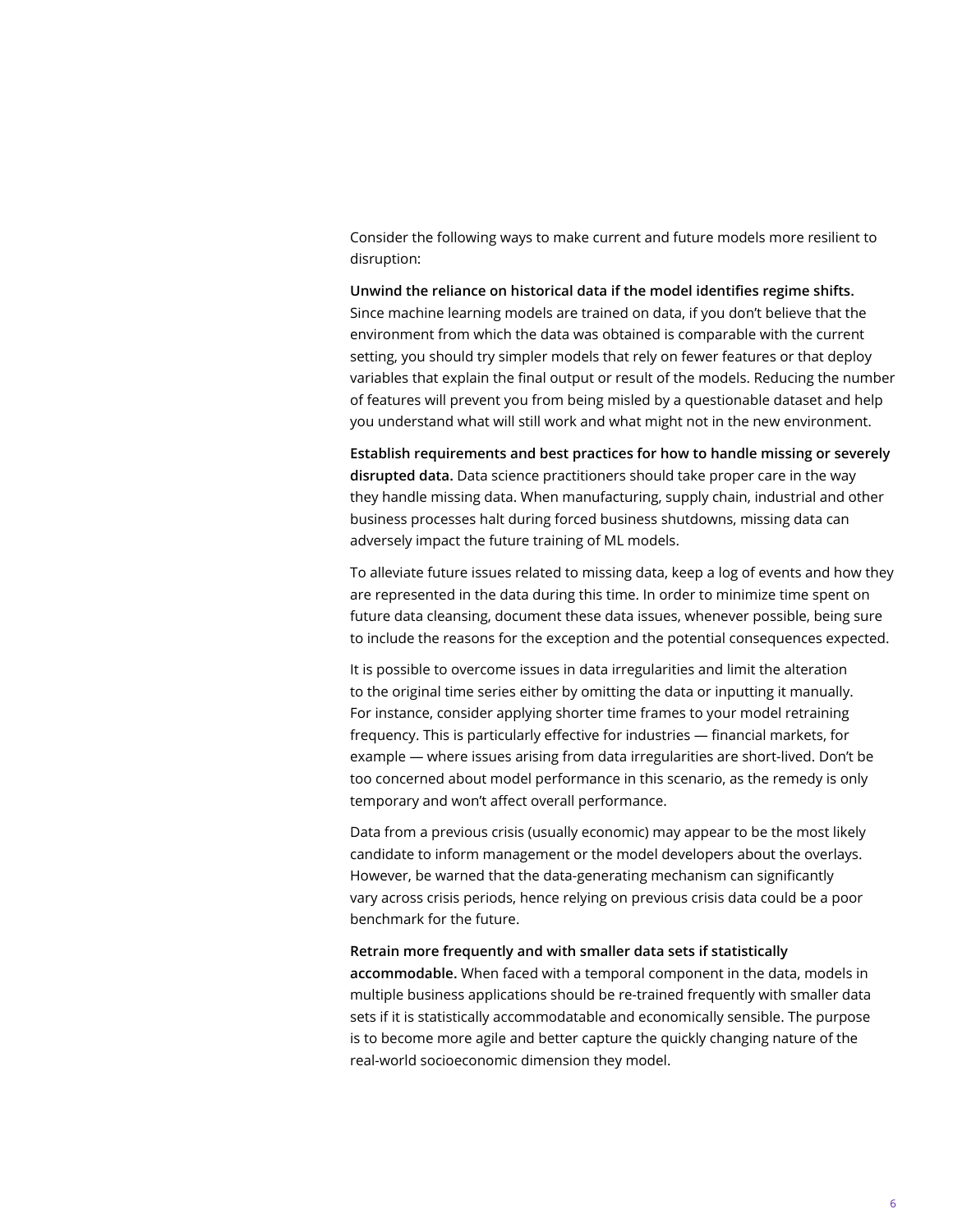Consider the following ways to make current and future models more resilient to disruption:

**Unwind the reliance on historical data if the model identifies regime shifts.** Since machine learning models are trained on data, if you don't believe that the environment from which the data was obtained is comparable with the current setting, you should try simpler models that rely on fewer features or that deploy variables that explain the final output or result of the models. Reducing the number of features will prevent you from being misled by a questionable dataset and help you understand what will still work and what might not in the new environment.

**Establish requirements and best practices for how to handle missing or severely disrupted data.** Data science practitioners should take proper care in the way they handle missing data. When manufacturing, supply chain, industrial and other business processes halt during forced business shutdowns, missing data can adversely impact the future training of ML models.

To alleviate future issues related to missing data, keep a log of events and how they are represented in the data during this time. In order to minimize time spent on future data cleansing, document these data issues, whenever possible, being sure to include the reasons for the exception and the potential consequences expected.

It is possible to overcome issues in data irregularities and limit the alteration to the original time series either by omitting the data or inputting it manually. For instance, consider applying shorter time frames to your model retraining frequency. This is particularly effective for industries — financial markets, for example — where issues arising from data irregularities are short-lived. Don't be too concerned about model performance in this scenario, as the remedy is only temporary and won't affect overall performance.

Data from a previous crisis (usually economic) may appear to be the most likely candidate to inform management or the model developers about the overlays. However, be warned that the data-generating mechanism can significantly vary across crisis periods, hence relying on previous crisis data could be a poor benchmark for the future.

**Retrain more frequently and with smaller data sets if statistically accommodable.** When faced with a temporal component in the data, models in multiple business applications should be re-trained frequently with smaller data sets if it is statistically accommodatable and economically sensible. The purpose is to become more agile and better capture the quickly changing nature of the real-world socioeconomic dimension they model.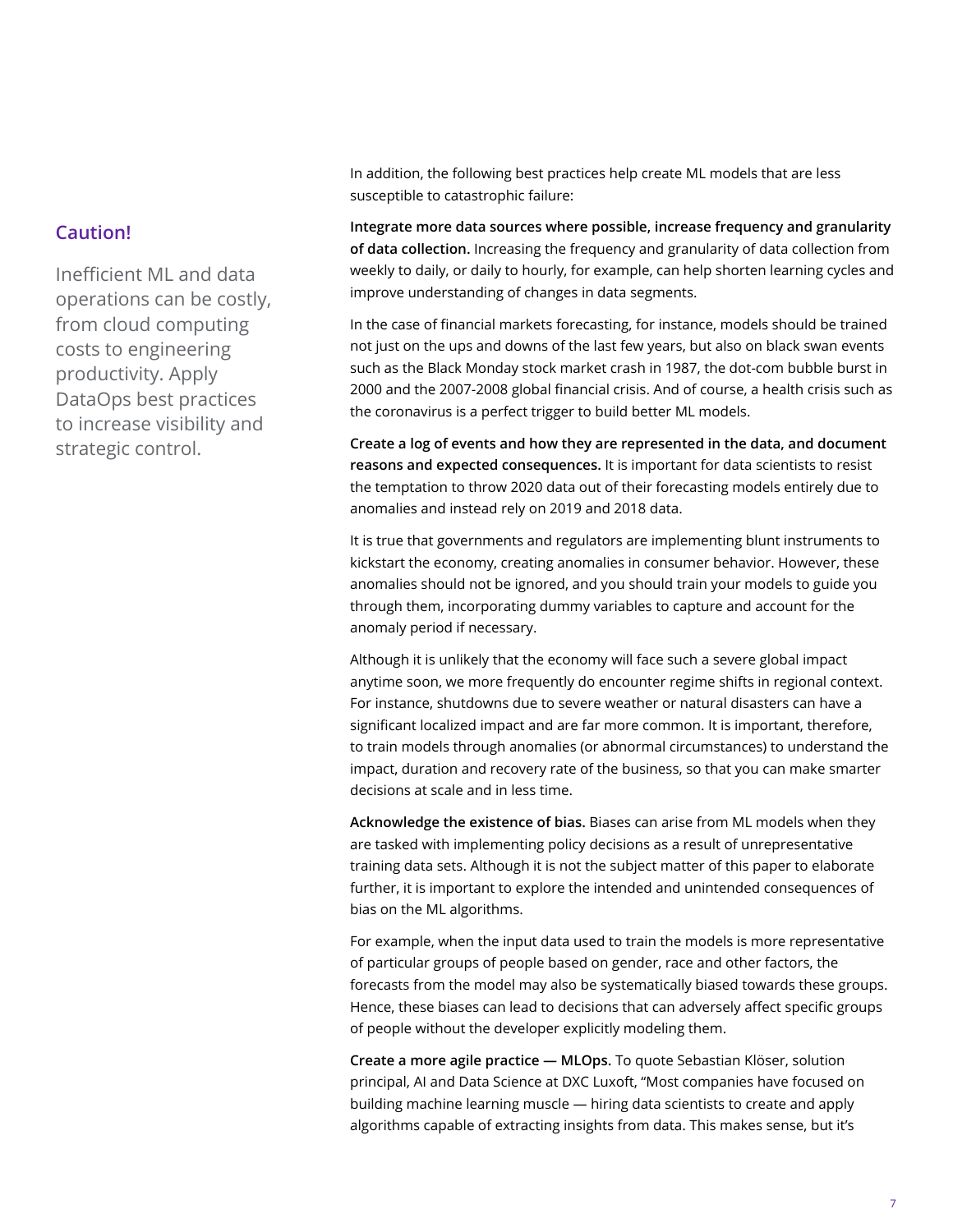**Caution!**

Inefficient ML and data operations can be costly, from cloud computing costs to engineering productivity. Apply DataOps best practices to increase visibility and strategic control.

In addition, the following best practices help create ML models that are less susceptible to catastrophic failure:

**Integrate more data sources where possible, increase frequency and granularity of data collection.** Increasing the frequency and granularity of data collection from weekly to daily, or daily to hourly, for example, can help shorten learning cycles and improve understanding of changes in data segments.

In the case of financial markets forecasting, for instance, models should be trained not just on the ups and downs of the last few years, but also on black swan events such as the Black Monday stock market crash in 1987, the dot-com bubble burst in 2000 and the 2007-2008 global financial crisis. And of course, a health crisis such as the coronavirus is a perfect trigger to build better ML models.

**Create a log of events and how they are represented in the data, and document reasons and expected consequences.** It is important for data scientists to resist the temptation to throw 2020 data out of their forecasting models entirely due to anomalies and instead rely on 2019 and 2018 data.

It is true that governments and regulators are implementing blunt instruments to kickstart the economy, creating anomalies in consumer behavior. However, these anomalies should not be ignored, and you should train your models to guide you through them, incorporating dummy variables to capture and account for the anomaly period if necessary.

Although it is unlikely that the economy will face such a severe global impact anytime soon, we more frequently do encounter regime shifts in regional context. For instance, shutdowns due to severe weather or natural disasters can have a significant localized impact and are far more common. It is important, therefore, to train models through anomalies (or abnormal circumstances) to understand the impact, duration and recovery rate of the business, so that you can make smarter decisions at scale and in less time.

**Acknowledge the existence of bias.** Biases can arise from ML models when they are tasked with implementing policy decisions as a result of unrepresentative training data sets. Although it is not the subject matter of this paper to elaborate further, it is important to explore the intended and unintended consequences of bias on the ML algorithms.

For example, when the input data used to train the models is more representative of particular groups of people based on gender, race and other factors, the forecasts from the model may also be systematically biased towards these groups. Hence, these biases can lead to decisions that can adversely affect specific groups of people without the developer explicitly modeling them.

**Create a more agile practice — MLOps.** To quote Sebastian Klöser, solution principal, AI and Data Science at DXC Luxoft, "Most companies have focused on building machine learning muscle — hiring data scientists to create and apply algorithms capable of extracting insights from data. This makes sense, but it's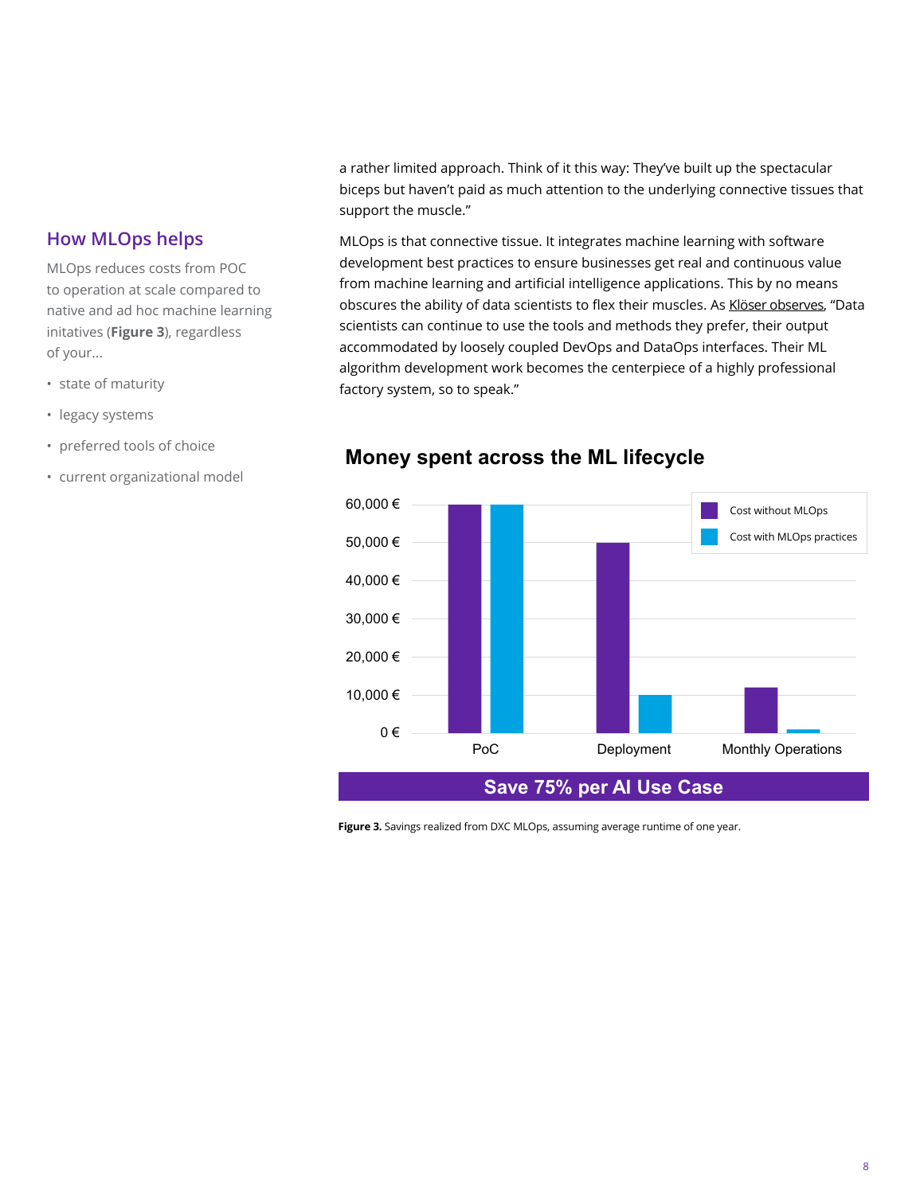## How MLOps helps

MLOps reduces costs from POC to operation at scale compared to native and ad hoc machine learning initatives (**Figure 3**), regardless of your...

- state of maturity
- legacy systems
- preferred tools of choice
- current organizational model

a rather limited approach. Think of it this way: They've built up the spectacular biceps but haven't paid as much attention to the underlying connective tissues that support the muscle."

MLOps is that connective tissue. It integrates machine learning with software development best practices to ensure businesses get real and continuous value from machine learning and artificial intelligence applications. This by no means obscures the ability of data scientists to flex their muscles. As Klöser observes, "Data scientists can continue to use the tools and methods they prefer, their output accommodated by loosely coupled DevOps and DataOps interfaces. Their ML algorithm development work becomes the centerpiece of a highly professional factory system, so to speak."

**Money spent across the ML lifecycle**

| | Cost without MLOps | Cost with MLOps practices |
|---|---|---|
| PoC | 60,000 € | 60,000 € |
| Deployment | 50,000 € | 10,000 € |
| Monthly Operations | 12,000 € | 1,000 € |

**Save 75% per AI Use Case**

**Figure 3.** Savings realized from DXC MLOps, assuming average runtime of one year.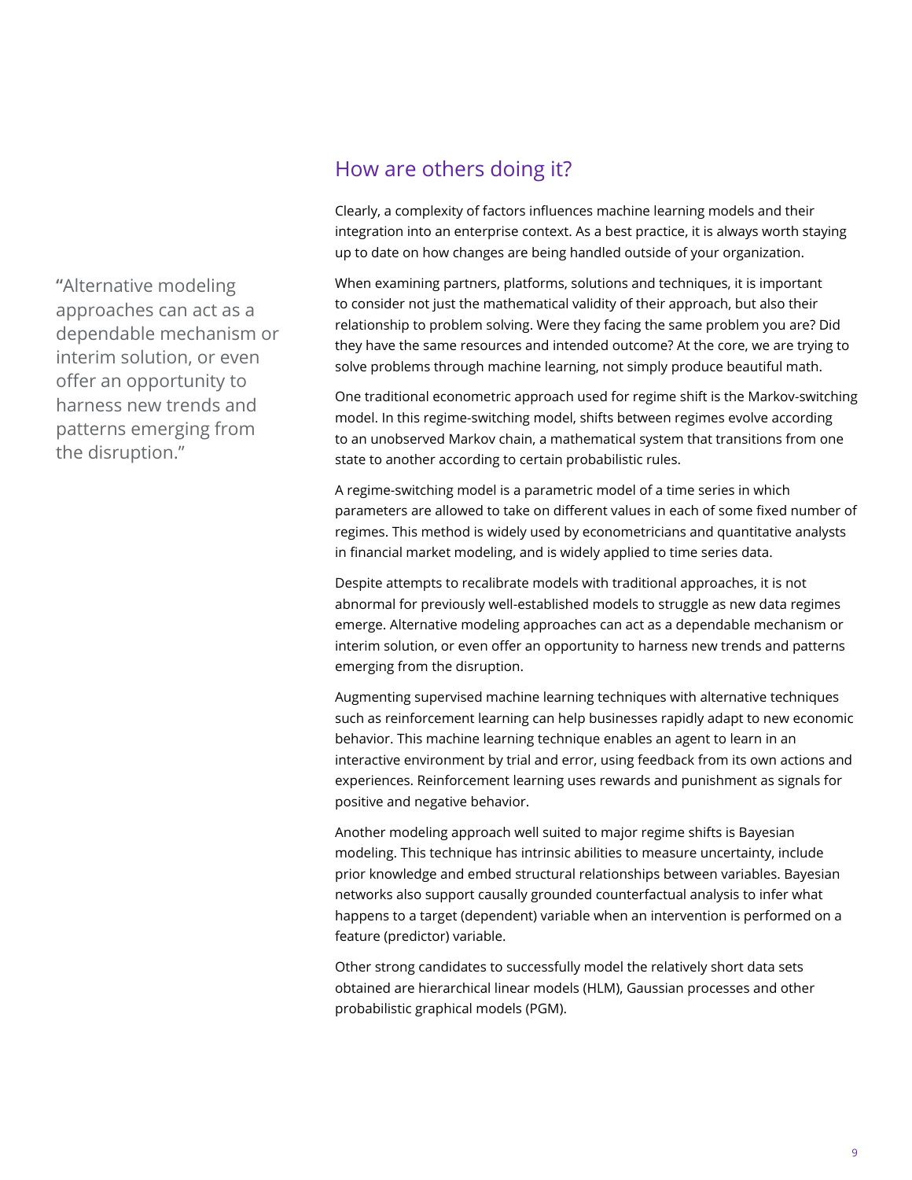> "Alternative modeling approaches can act as a dependable mechanism or interim solution, or even offer an opportunity to harness new trends and patterns emerging from the disruption."

## How are others doing it?

Clearly, a complexity of factors influences machine learning models and their integration into an enterprise context. As a best practice, it is always worth staying up to date on how changes are being handled outside of your organization.

When examining partners, platforms, solutions and techniques, it is important to consider not just the mathematical validity of their approach, but also their relationship to problem solving. Were they facing the same problem you are? Did they have the same resources and intended outcome? At the core, we are trying to solve problems through machine learning, not simply produce beautiful math.

One traditional econometric approach used for regime shift is the Markov-switching model. In this regime-switching model, shifts between regimes evolve according to an unobserved Markov chain, a mathematical system that transitions from one state to another according to certain probabilistic rules.

A regime-switching model is a parametric model of a time series in which parameters are allowed to take on different values in each of some fixed number of regimes. This method is widely used by econometricians and quantitative analysts in financial market modeling, and is widely applied to time series data.

Despite attempts to recalibrate models with traditional approaches, it is not abnormal for previously well-established models to struggle as new data regimes emerge. Alternative modeling approaches can act as a dependable mechanism or interim solution, or even offer an opportunity to harness new trends and patterns emerging from the disruption.

Augmenting supervised machine learning techniques with alternative techniques such as reinforcement learning can help businesses rapidly adapt to new economic behavior. This machine learning technique enables an agent to learn in an interactive environment by trial and error, using feedback from its own actions and experiences. Reinforcement learning uses rewards and punishment as signals for positive and negative behavior.

Another modeling approach well suited to major regime shifts is Bayesian modeling. This technique has intrinsic abilities to measure uncertainty, include prior knowledge and embed structural relationships between variables. Bayesian networks also support causally grounded counterfactual analysis to infer what happens to a target (dependent) variable when an intervention is performed on a feature (predictor) variable.

Other strong candidates to successfully model the relatively short data sets obtained are hierarchical linear models (HLM), Gaussian processes and other probabilistic graphical models (PGM).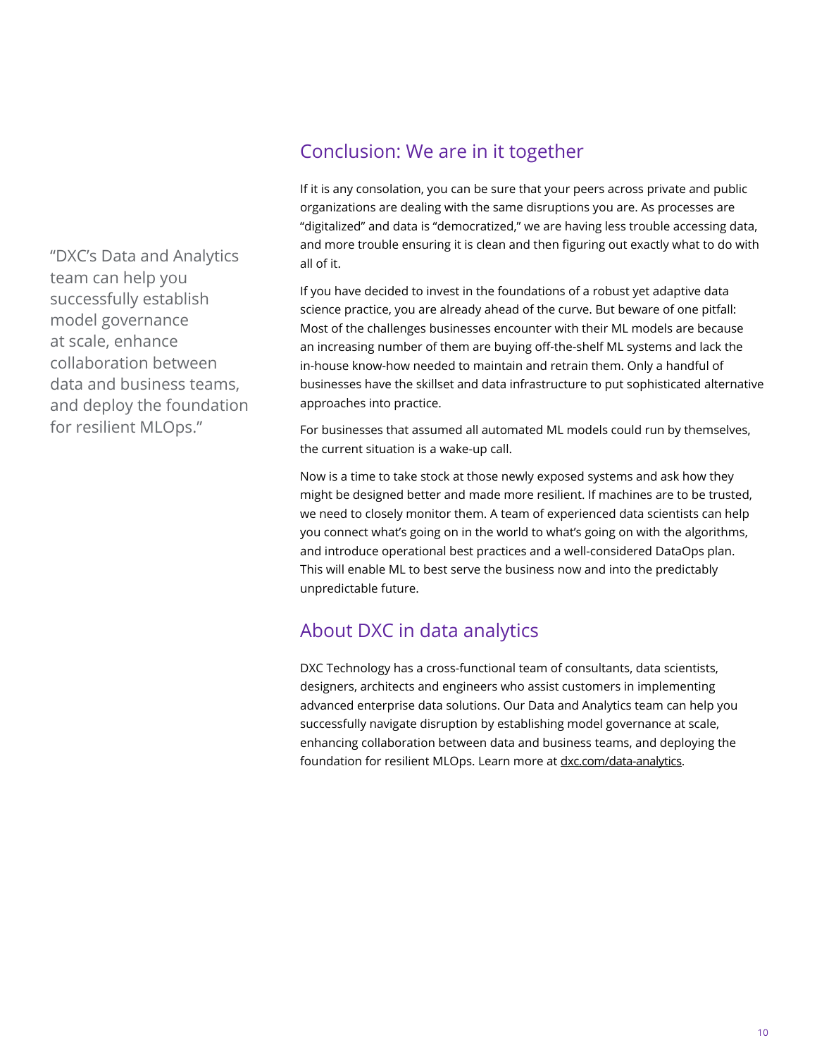> "DXC's Data and Analytics team can help you successfully establish model governance at scale, enhance collaboration between data and business teams, and deploy the foundation for resilient MLOps."

## Conclusion: We are in it together

If it is any consolation, you can be sure that your peers across private and public organizations are dealing with the same disruptions you are. As processes are "digitalized" and data is "democratized," we are having less trouble accessing data, and more trouble ensuring it is clean and then figuring out exactly what to do with all of it.

If you have decided to invest in the foundations of a robust yet adaptive data science practice, you are already ahead of the curve. But beware of one pitfall: Most of the challenges businesses encounter with their ML models are because an increasing number of them are buying off-the-shelf ML systems and lack the in-house know-how needed to maintain and retrain them. Only a handful of businesses have the skillset and data infrastructure to put sophisticated alternative approaches into practice.

For businesses that assumed all automated ML models could run by themselves, the current situation is a wake-up call.

Now is a time to take stock at those newly exposed systems and ask how they might be designed better and made more resilient. If machines are to be trusted, we need to closely monitor them. A team of experienced data scientists can help you connect what's going on in the world to what's going on with the algorithms, and introduce operational best practices and a well-considered DataOps plan. This will enable ML to best serve the business now and into the predictably unpredictable future.

## About DXC in data analytics

DXC Technology has a cross-functional team of consultants, data scientists, designers, architects and engineers who assist customers in implementing advanced enterprise data solutions. Our Data and Analytics team can help you successfully navigate disruption by establishing model governance at scale, enhancing collaboration between data and business teams, and deploying the foundation for resilient MLOps. Learn more at dxc.com/data-analytics.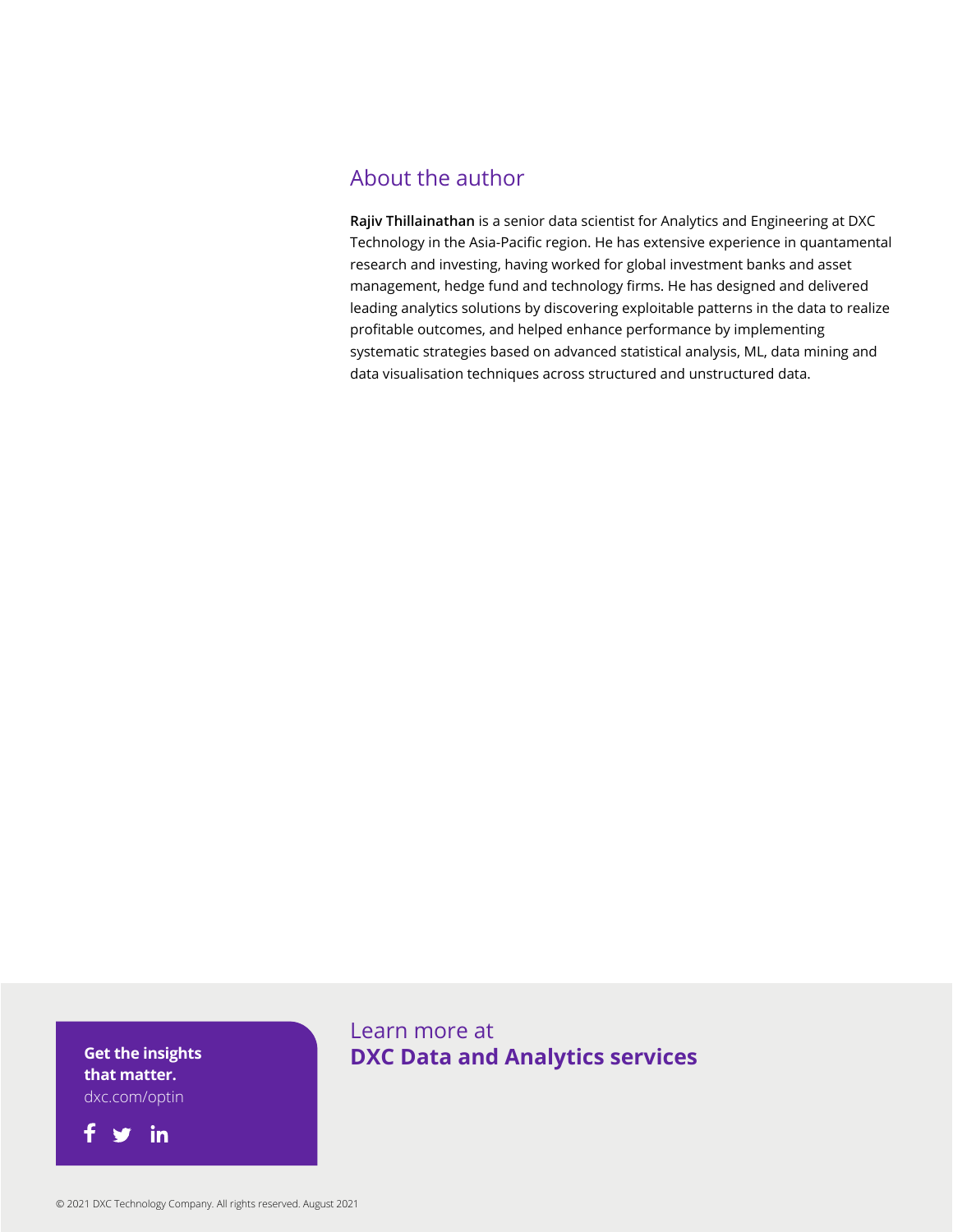## About the author

**Rajiv Thillainathan** is a senior data scientist for Analytics and Engineering at DXC Technology in the Asia-Pacific region. He has extensive experience in quantamental research and investing, having worked for global investment banks and asset management, hedge fund and technology firms. He has designed and delivered leading analytics solutions by discovering exploitable patterns in the data to realize profitable outcomes, and helped enhance performance by implementing systematic strategies based on advanced statistical analysis, ML, data mining and data visualisation techniques across structured and unstructured data.

**Get the insights that matter.**
dxc.com/optin

Learn more at
**DXC Data and Analytics services**

© 2021 DXC Technology Company. All rights reserved. August 2021